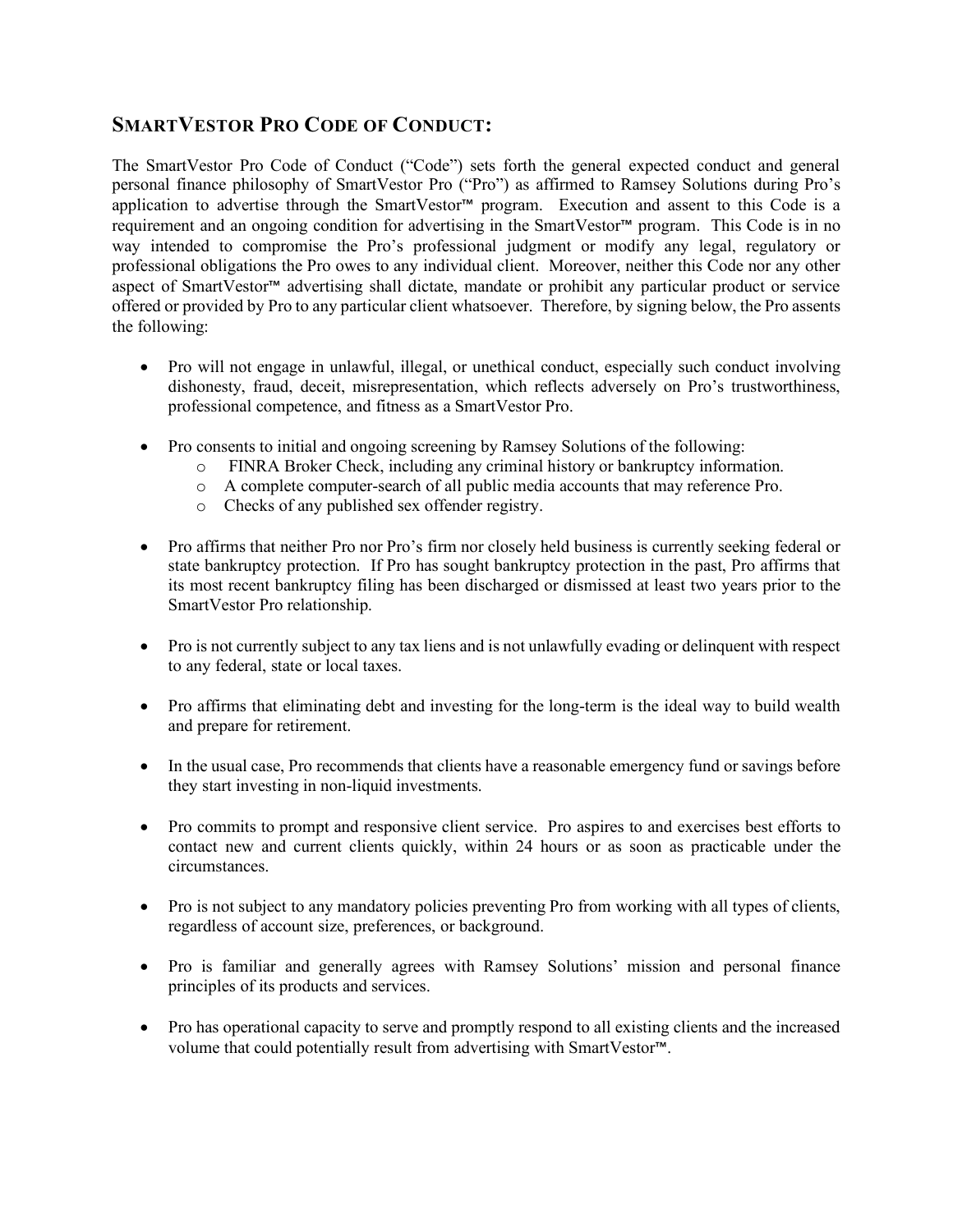## SmartVestor Pro Code of Conduct:

The SmartVestor Pro Code of Conduct ("Code") sets forth the general expected conduct and general personal finance philosophy of SmartVestor Pro ("Pro") as affirmed to Ramsey Solutions during Pro's application to advertise through the SmartVestor™ program. Execution and assent to this Code is a requirement and an ongoing condition for advertising in the SmartVestor™ program. This Code is in no way intended to compromise the Pro's professional judgment or modify any legal, regulatory or professional obligations the Pro owes to any individual client. Moreover, neither this Code nor any other aspect of SmartVestor™ advertising shall dictate, mandate or prohibit any particular product or service offered or provided by Pro to any particular client whatsoever. Therefore, by signing below, the Pro assents the following:

- Pro will not engage in unlawful, illegal, or unethical conduct, especially such conduct involving dishonesty, fraud, deceit, misrepresentation, which reflects adversely on Pro's trustworthiness, professional competence, and fitness as a SmartVestor Pro.

- Pro consents to initial and ongoing screening by Ramsey Solutions of the following:
  - FINRA Broker Check, including any criminal history or bankruptcy information.
  - A complete computer-search of all public media accounts that may reference Pro.
  - Checks of any published sex offender registry.

- Pro affirms that neither Pro nor Pro's firm nor closely held business is currently seeking federal or state bankruptcy protection. If Pro has sought bankruptcy protection in the past, Pro affirms that its most recent bankruptcy filing has been discharged or dismissed at least two years prior to the SmartVestor Pro relationship.

- Pro is not currently subject to any tax liens and is not unlawfully evading or delinquent with respect to any federal, state or local taxes.

- Pro affirms that eliminating debt and investing for the long-term is the ideal way to build wealth and prepare for retirement.

- In the usual case, Pro recommends that clients have a reasonable emergency fund or savings before they start investing in non-liquid investments.

- Pro commits to prompt and responsive client service. Pro aspires to and exercises best efforts to contact new and current clients quickly, within 24 hours or as soon as practicable under the circumstances.

- Pro is not subject to any mandatory policies preventing Pro from working with all types of clients, regardless of account size, preferences, or background.

- Pro is familiar and generally agrees with Ramsey Solutions' mission and personal finance principles of its products and services.

- Pro has operational capacity to serve and promptly respond to all existing clients and the increased volume that could potentially result from advertising with SmartVestor™.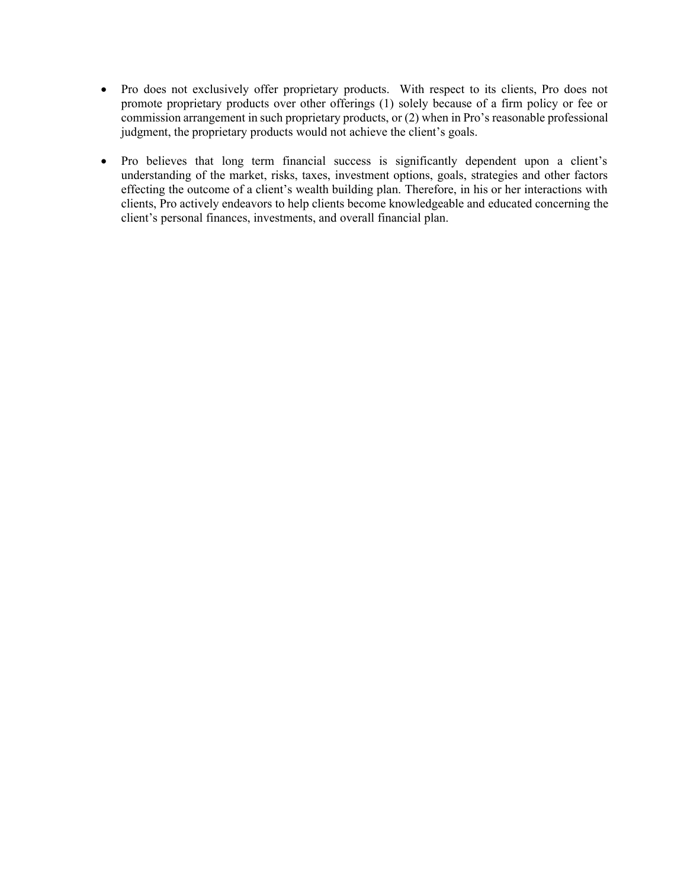- Pro does not exclusively offer proprietary products. With respect to its clients, Pro does not promote proprietary products over other offerings (1) solely because of a firm policy or fee or commission arrangement in such proprietary products, or (2) when in Pro's reasonable professional judgment, the proprietary products would not achieve the client's goals.

- Pro believes that long term financial success is significantly dependent upon a client's understanding of the market, risks, taxes, investment options, goals, strategies and other factors effecting the outcome of a client's wealth building plan. Therefore, in his or her interactions with clients, Pro actively endeavors to help clients become knowledgeable and educated concerning the client's personal finances, investments, and overall financial plan.